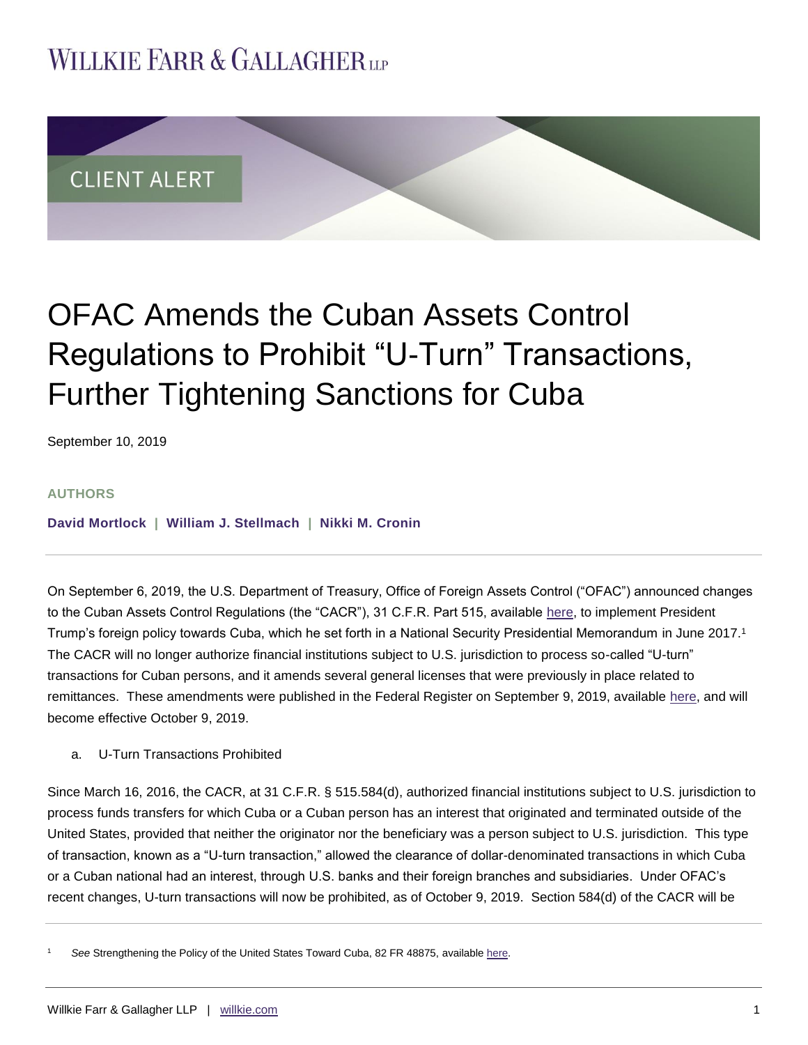WILLKIE FARR & GALLAGHER LLP

CLIENT ALERT

# OFAC Amends the Cuban Assets Control Regulations to Prohibit "U-Turn" Transactions, Further Tightening Sanctions for Cuba

September 10, 2019

**AUTHORS**

**David Mortlock | William J. Stellmach | Nikki M. Cronin**

On September 6, 2019, the U.S. Department of Treasury, Office of Foreign Assets Control ("OFAC") announced changes to the Cuban Assets Control Regulations (the "CACR"), 31 C.F.R. Part 515, available here, to implement President Trump's foreign policy towards Cuba, which he set forth in a National Security Presidential Memorandum in June 2017.[1] The CACR will no longer authorize financial institutions subject to U.S. jurisdiction to process so-called "U-turn" transactions for Cuban persons, and it amends several general licenses that were previously in place related to remittances. These amendments were published in the Federal Register on September 9, 2019, available here, and will become effective October 9, 2019.

a. U-Turn Transactions Prohibited

Since March 16, 2016, the CACR, at 31 C.F.R. § 515.584(d), authorized financial institutions subject to U.S. jurisdiction to process funds transfers for which Cuba or a Cuban person has an interest that originated and terminated outside of the United States, provided that neither the originator nor the beneficiary was a person subject to U.S. jurisdiction. This type of transaction, known as a "U-turn transaction," allowed the clearance of dollar-denominated transactions in which Cuba or a Cuban national had an interest, through U.S. banks and their foreign branches and subsidiaries. Under OFAC's recent changes, U-turn transactions will now be prohibited, as of October 9, 2019. Section 584(d) of the CACR will be

[1] *See* Strengthening the Policy of the United States Toward Cuba, 82 FR 48875, available here.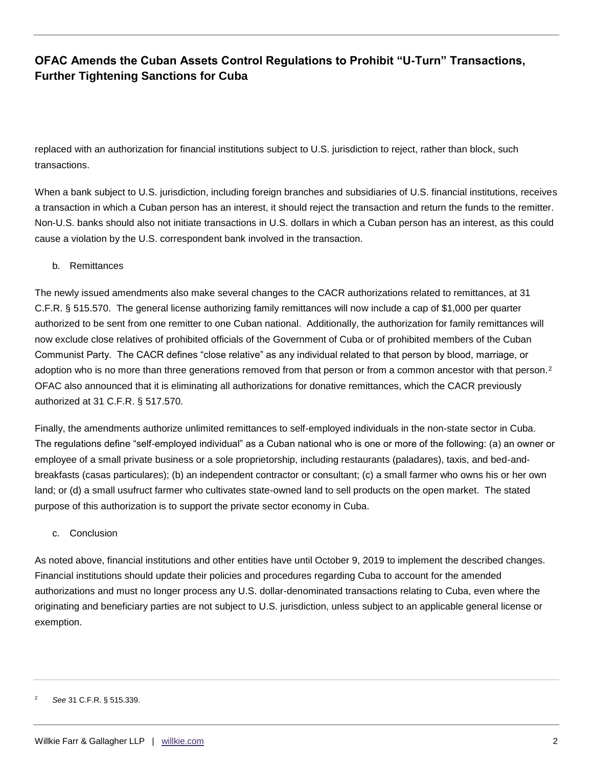replaced with an authorization for financial institutions subject to U.S. jurisdiction to reject, rather than block, such transactions.

When a bank subject to U.S. jurisdiction, including foreign branches and subsidiaries of U.S. financial institutions, receives a transaction in which a Cuban person has an interest, it should reject the transaction and return the funds to the remitter. Non-U.S. banks should also not initiate transactions in U.S. dollars in which a Cuban person has an interest, as this could cause a violation by the U.S. correspondent bank involved in the transaction.

b. Remittances

The newly issued amendments also make several changes to the CACR authorizations related to remittances, at 31 C.F.R. § 515.570. The general license authorizing family remittances will now include a cap of $1,000 per quarter authorized to be sent from one remitter to one Cuban national. Additionally, the authorization for family remittances will now exclude close relatives of prohibited officials of the Government of Cuba or of prohibited members of the Cuban Communist Party. The CACR defines "close relative" as any individual related to that person by blood, marriage, or adoption who is no more than three generations removed from that person or from a common ancestor with that person.[2] OFAC also announced that it is eliminating all authorizations for donative remittances, which the CACR previously authorized at 31 C.F.R. § 517.570.

Finally, the amendments authorize unlimited remittances to self-employed individuals in the non-state sector in Cuba. The regulations define "self-employed individual" as a Cuban national who is one or more of the following: (a) an owner or employee of a small private business or a sole proprietorship, including restaurants (paladares), taxis, and bed-and-breakfasts (casas particulares); (b) an independent contractor or consultant; (c) a small farmer who owns his or her own land; or (d) a small usufruct farmer who cultivates state-owned land to sell products on the open market. The stated purpose of this authorization is to support the private sector economy in Cuba.

c. Conclusion

As noted above, financial institutions and other entities have until October 9, 2019 to implement the described changes. Financial institutions should update their policies and procedures regarding Cuba to account for the amended authorizations and must no longer process any U.S. dollar-denominated transactions relating to Cuba, even where the originating and beneficiary parties are not subject to U.S. jurisdiction, unless subject to an applicable general license or exemption.

---

[2] *See* 31 C.F.R. § 515.339.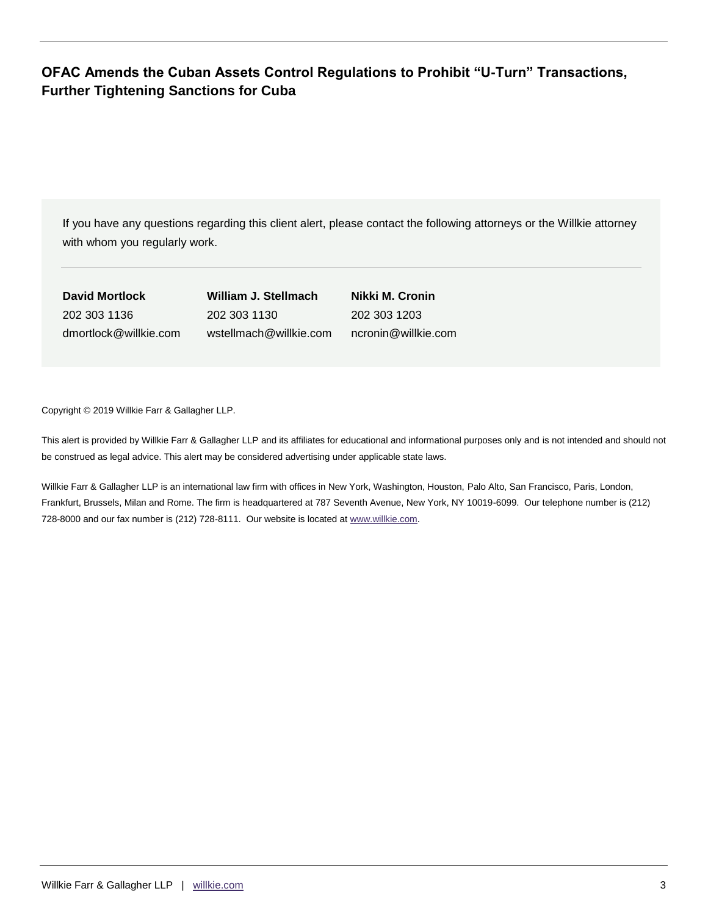If you have any questions regarding this client alert, please contact the following attorneys or the Willkie attorney with whom you regularly work.

| | | |
|---|---|---|
| **David Mortlock** | **William J. Stellmach** | **Nikki M. Cronin** |
| 202 303 1136 | 202 303 1130 | 202 303 1203 |
| dmortlock@willkie.com | wstellmach@willkie.com | ncronin@willkie.com |

Copyright © 2019 Willkie Farr & Gallagher LLP.

This alert is provided by Willkie Farr & Gallagher LLP and its affiliates for educational and informational purposes only and is not intended and should not be construed as legal advice. This alert may be considered advertising under applicable state laws.

Willkie Farr & Gallagher LLP is an international law firm with offices in New York, Washington, Houston, Palo Alto, San Francisco, Paris, London, Frankfurt, Brussels, Milan and Rome. The firm is headquartered at 787 Seventh Avenue, New York, NY 10019-6099. Our telephone number is (212) 728-8000 and our fax number is (212) 728-8111. Our website is located at [www.willkie.com](http://www.willkie.com).